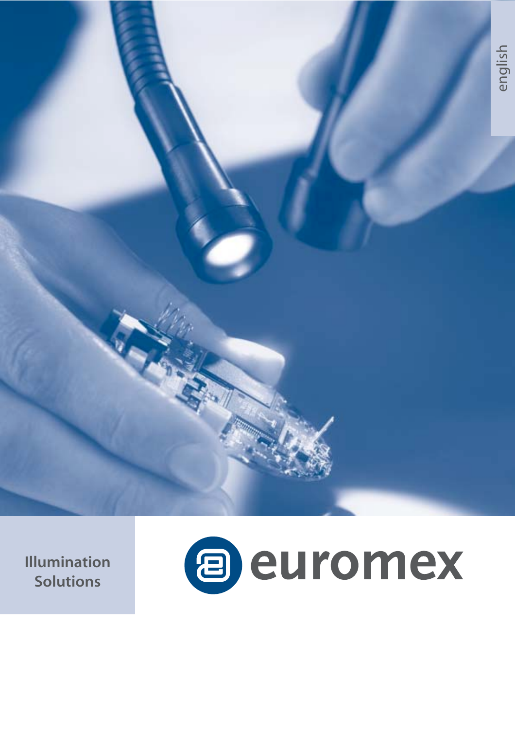english

# Illumination Solutions

euromex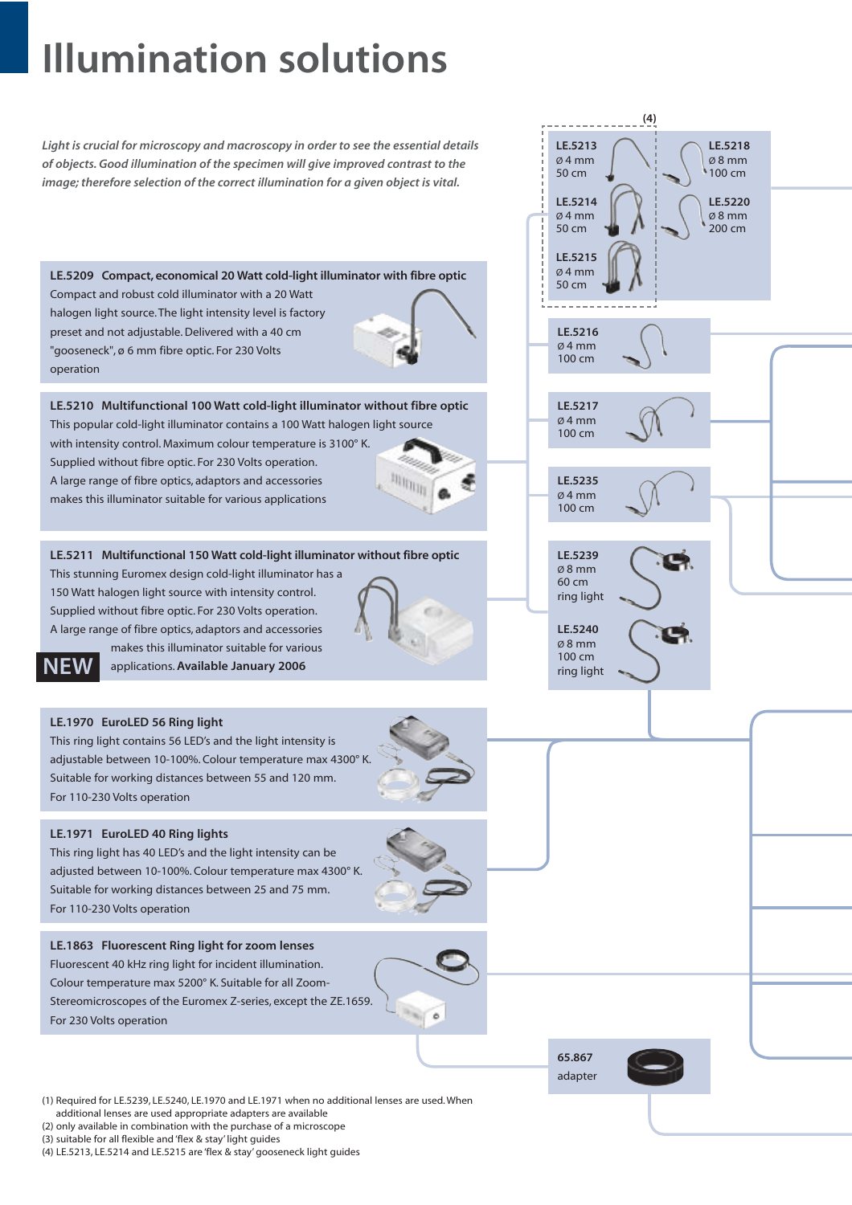# Illumination solutions

*Light is crucial for microscopy and macroscopy in order to see the essential details of objects. Good illumination of the specimen will give improved contrast to the image; therefore selection of the correct illumination for a given object is vital.*

**LE.5209 Compact, economical 20 Watt cold-light illuminator with fibre optic**
Compact and robust cold illuminator with a 20 Watt halogen light source. The light intensity level is factory preset and not adjustable. Delivered with a 40 cm "gooseneck", ø 6 mm fibre optic. For 230 Volts operation

**LE.5210 Multifunctional 100 Watt cold-light illuminator without fibre optic**
This popular cold-light illuminator contains a 100 Watt halogen light source with intensity control. Maximum colour temperature is 3100° K. Supplied without fibre optic. For 230 Volts operation. A large range of fibre optics, adaptors and accessories makes this illuminator suitable for various applications

**LE.5211 Multifunctional 150 Watt cold-light illuminator without fibre optic**
This stunning Euromex design cold-light illuminator has a 150 Watt halogen light source with intensity control. Supplied without fibre optic. For 230 Volts operation. A large range of fibre optics, adaptors and accessories makes this illuminator suitable for various applications. **Available January 2006**

**NEW**

**LE.1970 EuroLED 56 Ring light**
This ring light contains 56 LED's and the light intensity is adjustable between 10-100%. Colour temperature max 4300° K. Suitable for working distances between 55 and 120 mm. For 110-230 Volts operation

**LE.1971 EuroLED 40 Ring lights**
This ring light has 40 LED's and the light intensity can be adjusted between 10-100%. Colour temperature max 4300° K. Suitable for working distances between 25 and 75 mm. For 110-230 Volts operation

**LE.1863 Fluorescent Ring light for zoom lenses**
Fluorescent 40 kHz ring light for incident illumination. Colour temperature max 5200° K. Suitable for all Zoom-Stereomicroscopes of the Euromex Z-series, except the ZE.1659. For 230 Volts operation

(4)

**LE.5213**
ø 4 mm
50 cm

**LE.5214**
ø 4 mm
50 cm

**LE.5215**
ø 4 mm
50 cm

**LE.5218**
ø 8 mm
100 cm

**LE.5220**
ø 8 mm
200 cm

**LE.5216**
ø 4 mm
100 cm

**LE.5217**
ø 4 mm
100 cm

**LE.5235**
ø 4 mm
100 cm

**LE.5239**
ø 8 mm
60 cm
ring light

**LE.5240**
ø 8 mm
100 cm
ring light

**65.867**
adapter

(1) Required for LE.5239, LE.5240, LE.1970 and LE.1971 when no additional lenses are used. When additional lenses are used appropriate adapters are available
(2) only available in combination with the purchase of a microscope
(3) suitable for all flexible and 'flex & stay' light guides
(4) LE.5213, LE.5214 and LE.5215 are 'flex & stay' gooseneck light guides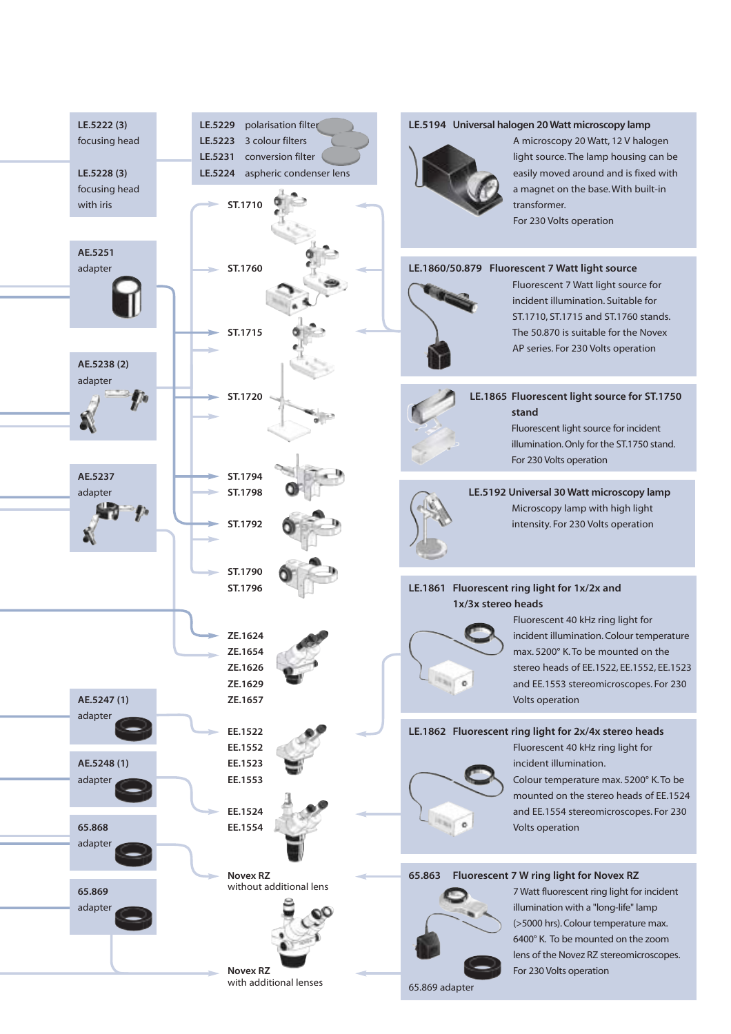**LE.5222 (3)**
focusing head

**LE.5228 (3)**
focusing head with iris

**AE.5251**
adapter

**AE.5238 (2)**
adapter

**AE.5237**
adapter

**AE.5247 (1)**
adapter

**AE.5248 (1)**
adapter

**65.868**
adapter

**65.869**
adapter

**LE.5229** polarisation filter
**LE.5223** 3 colour filters
**LE.5231** conversion filter
**LE.5224** aspheric condenser lens

**ST.1710**

**ST.1760**

**ST.1715**

**ST.1720**

**ST.1794**
**ST.1798**

**ST.1792**

**ST.1790**
**ST.1796**

**ZE.1624**
**ZE.1654**
**ZE.1626**
**ZE.1629**
**ZE.1657**

**EE.1522**
**EE.1552**
**EE.1523**
**EE.1553**

**EE.1524**
**EE.1554**

**Novex RZ**
without additional lens

**Novex RZ**
with additional lenses

**LE.5194 Universal halogen 20 Watt microscopy lamp**

A microscopy 20 Watt, 12 V halogen light source. The lamp housing can be easily moved around and is fixed with a magnet on the base. With built-in transformer.
For 230 Volts operation

**LE.1860/50.879 Fluorescent 7 Watt light source**

Fluorescent 7 Watt light source for incident illumination. Suitable for ST.1710, ST.1715 and ST.1760 stands. The 50.870 is suitable for the Novex AP series. For 230 Volts operation

**LE.1865 Fluorescent light source for ST.1750 stand**

Fluorescent light source for incident illumination. Only for the ST.1750 stand. For 230 Volts operation

**LE.5192 Universal 30 Watt microscopy lamp**

Microscopy lamp with high light intensity. For 230 Volts operation

**LE.1861 Fluorescent ring light for 1x/2x and 1x/3x stereo heads**

Fluorescent 40 kHz ring light for incident illumination. Colour temperature max. 5200° K. To be mounted on the stereo heads of EE.1522, EE.1552, EE.1523 and EE.1553 stereomicroscopes. For 230 Volts operation

**LE.1862 Fluorescent ring light for 2x/4x stereo heads**

Fluorescent 40 kHz ring light for incident illumination.
Colour temperature max. 5200° K. To be mounted on the stereo heads of EE.1524 and EE.1554 stereomicroscopes. For 230 Volts operation

**65.863 Fluorescent 7 W ring light for Novex RZ**

7 Watt fluorescent ring light for incident illumination with a "long-life" lamp (>5000 hrs). Colour temperature max. 6400° K. To be mounted on the zoom lens of the Novez RZ stereomicroscopes. For 230 Volts operation

65.869 adapter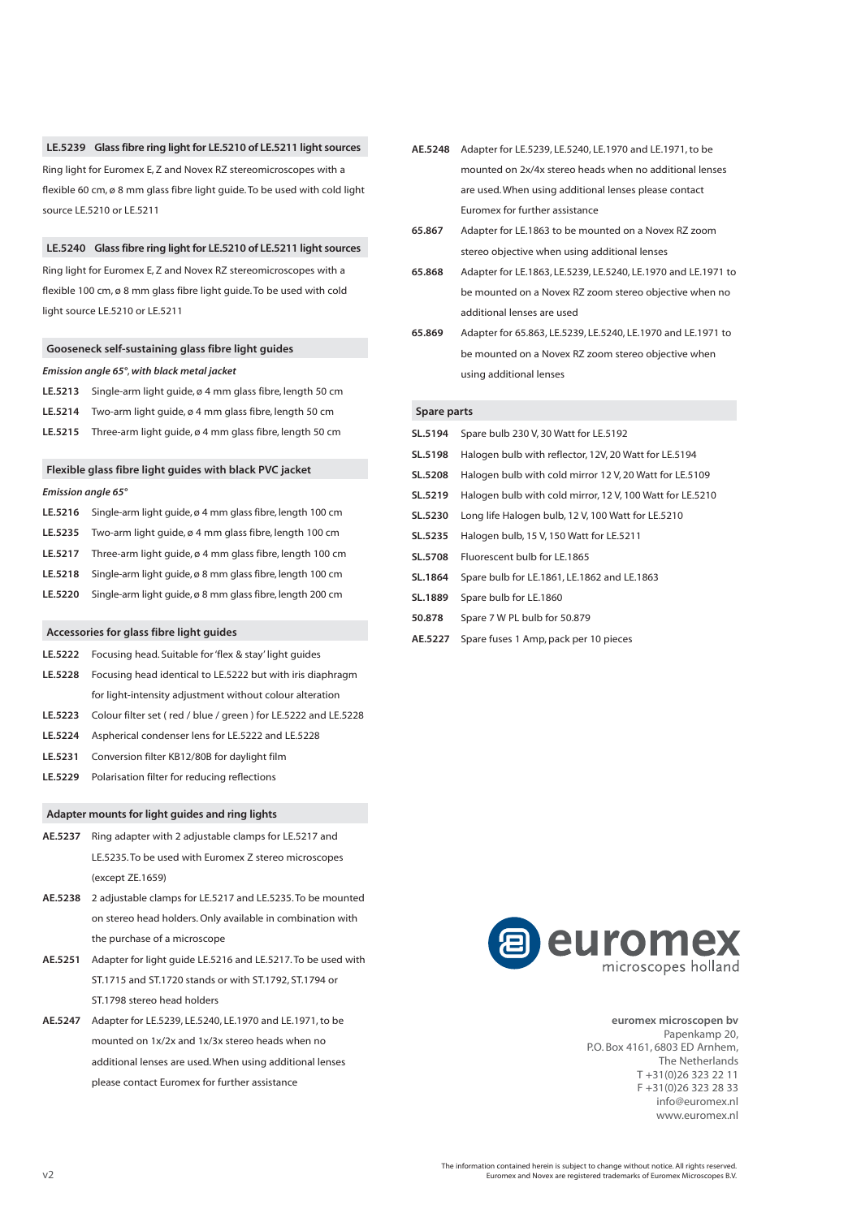## LE.5239 Glass fibre ring light for LE.5210 of LE.5211 light sources

Ring light for Euromex E, Z and Novex RZ stereomicroscopes with a flexible 60 cm, ø 8 mm glass fibre light guide. To be used with cold light source LE.5210 or LE.5211

## LE.5240 Glass fibre ring light for LE.5210 of LE.5211 light sources

Ring light for Euromex E, Z and Novex RZ stereomicroscopes with a flexible 100 cm, ø 8 mm glass fibre light guide. To be used with cold light source LE.5210 or LE.5211

## Gooseneck self-sustaining glass fibre light guides

***Emission angle 65°, with black metal jacket***

| | |
|---|---|
| **LE.5213** | Single-arm light guide, ø 4 mm glass fibre, length 50 cm |
| **LE.5214** | Two-arm light guide, ø 4 mm glass fibre, length 50 cm |
| **LE.5215** | Three-arm light guide, ø 4 mm glass fibre, length 50 cm |

## Flexible glass fibre light guides with black PVC jacket

***Emission angle 65°***

| | |
|---|---|
| **LE.5216** | Single-arm light guide, ø 4 mm glass fibre, length 100 cm |
| **LE.5235** | Two-arm light guide, ø 4 mm glass fibre, length 100 cm |
| **LE.5217** | Three-arm light guide, ø 4 mm glass fibre, length 100 cm |
| **LE.5218** | Single-arm light guide, ø 8 mm glass fibre, length 100 cm |
| **LE.5220** | Single-arm light guide, ø 8 mm glass fibre, length 200 cm |

## Accessories for glass fibre light guides

| | |
|---|---|
| **LE.5222** | Focusing head. Suitable for 'flex & stay' light guides |
| **LE.5228** | Focusing head identical to LE.5222 but with iris diaphragm for light-intensity adjustment without colour alteration |
| **LE.5223** | Colour filter set ( red / blue / green ) for LE.5222 and LE.5228 |
| **LE.5224** | Aspherical condenser lens for LE.5222 and LE.5228 |
| **LE.5231** | Conversion filter KB12/80B for daylight film |
| **LE.5229** | Polarisation filter for reducing reflections |

## Adapter mounts for light guides and ring lights

| | |
|---|---|
| **AE.5237** | Ring adapter with 2 adjustable clamps for LE.5217 and LE.5235. To be used with Euromex Z stereo microscopes (except ZE.1659) |
| **AE.5238** | 2 adjustable clamps for LE.5217 and LE.5235. To be mounted on stereo head holders. Only available in combination with the purchase of a microscope |
| **AE.5251** | Adapter for light guide LE.5216 and LE.5217. To be used with ST.1715 and ST.1720 stands or with ST.1792, ST.1794 or ST.1798 stereo head holders |
| **AE.5247** | Adapter for LE.5239, LE.5240, LE.1970 and LE.1971, to be mounted on 1x/2x and 1x/3x stereo heads when no additional lenses are used. When using additional lenses please contact Euromex for further assistance |
| **AE.5248** | Adapter for LE.5239, LE.5240, LE.1970 and LE.1971, to be mounted on 2x/4x stereo heads when no additional lenses are used. When using additional lenses please contact Euromex for further assistance |
| **65.867** | Adapter for LE.1863 to be mounted on a Novex RZ zoom stereo objective when using additional lenses |
| **65.868** | Adapter for LE.1863, LE.5239, LE.5240, LE.1970 and LE.1971 to be mounted on a Novex RZ zoom stereo objective when no additional lenses are used |
| **65.869** | Adapter for 65.863, LE.5239, LE.5240, LE.1970 and LE.1971 to be mounted on a Novex RZ zoom stereo objective when using additional lenses |

## Spare parts

| | |
|---|---|
| **SL.5194** | Spare bulb 230 V, 30 Watt for LE.5192 |
| **SL.5198** | Halogen bulb with reflector, 12V, 20 Watt for LE.5194 |
| **SL.5208** | Halogen bulb with cold mirror 12 V, 20 Watt for LE.5109 |
| **SL.5219** | Halogen bulb with cold mirror, 12 V, 100 Watt for LE.5210 |
| **SL.5230** | Long life Halogen bulb, 12 V, 100 Watt for LE.5210 |
| **SL.5235** | Halogen bulb, 15 V, 150 Watt for LE.5211 |
| **SL.5708** | Fluorescent bulb for LE.1865 |
| **SL.1864** | Spare bulb for LE.1861, LE.1862 and LE.1863 |
| **SL.1889** | Spare bulb for LE.1860 |
| **50.878** | Spare 7 W PL bulb for 50.879 |
| **AE.5227** | Spare fuses 1 Amp, pack per 10 pieces |

euromex
microscopes holland

**euromex microscopen bv**
Papenkamp 20,
P.O. Box 4161, 6803 ED Arnhem,
The Netherlands
T +31(0)26 323 22 11
F +31(0)26 323 28 33
info@euromex.nl
www.euromex.nl

v2

The information contained herein is subject to change without notice. All rights reserved.
Euromex and Novex are registered trademarks of Euromex Microscopes B.V.